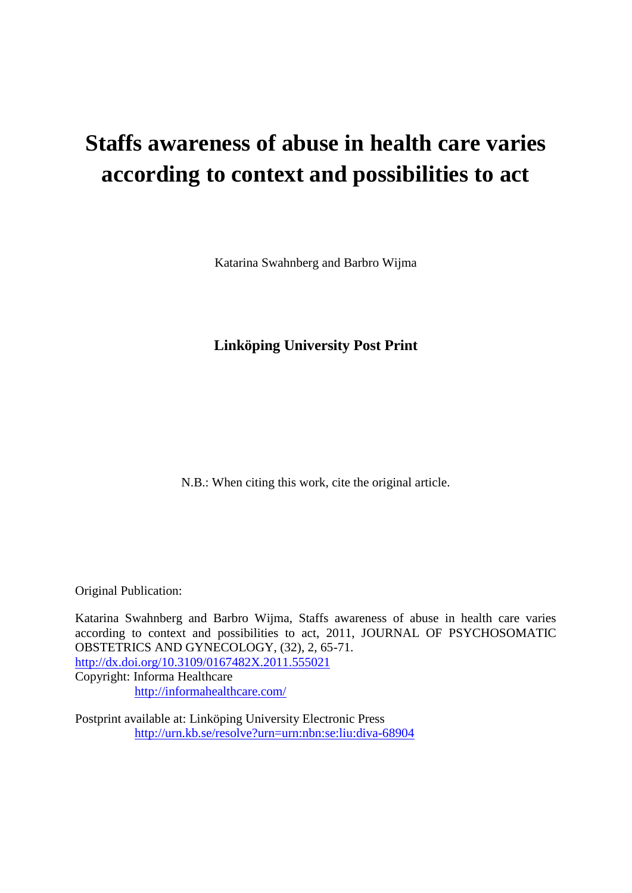# Staffs awareness of abuse in health care varies according to context and possibilities to act

Katarina Swahnberg and Barbro Wijma

**Linköping University Post Print**

N.B.: When citing this work, cite the original article.

Original Publication:

Katarina Swahnberg and Barbro Wijma, Staffs awareness of abuse in health care varies according to context and possibilities to act, 2011, JOURNAL OF PSYCHOSOMATIC OBSTETRICS AND GYNECOLOGY, (32), 2, 65-71.
http://dx.doi.org/10.3109/0167482X.2011.555021
Copyright: Informa Healthcare
http://informahealthcare.com/

Postprint available at: Linköping University Electronic Press
http://urn.kb.se/resolve?urn=urn:nbn:se:liu:diva-68904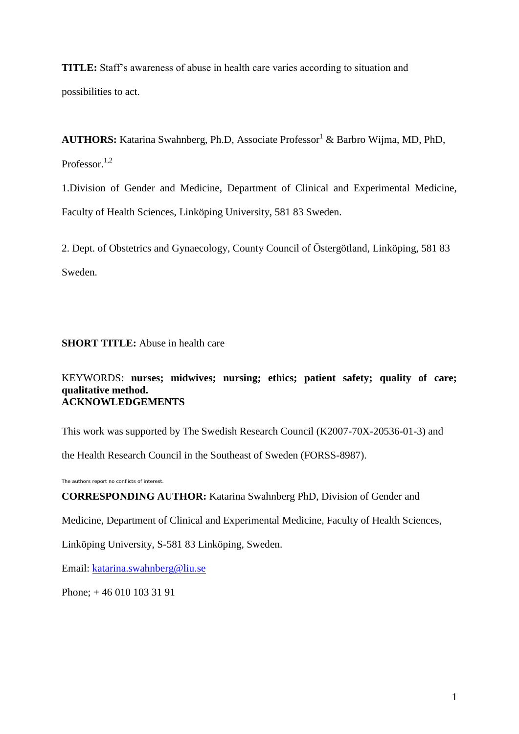**TITLE:** Staff's awareness of abuse in health care varies according to situation and possibilities to act.

**AUTHORS:** Katarina Swahnberg, Ph.D, Associate Professor[1] & Barbro Wijma, MD, PhD, Professor.[1,2]

1.Division of Gender and Medicine, Department of Clinical and Experimental Medicine, Faculty of Health Sciences, Linköping University, 581 83 Sweden.

2. Dept. of Obstetrics and Gynaecology, County Council of Östergötland, Linköping, 581 83 Sweden.

**SHORT TITLE:** Abuse in health care

KEYWORDS: **nurses; midwives; nursing; ethics; patient safety; quality of care; qualitative method.**

**ACKNOWLEDGEMENTS**

This work was supported by The Swedish Research Council (K2007-70X-20536-01-3) and the Health Research Council in the Southeast of Sweden (FORSS-8987).

The authors report no conflicts of interest.

**CORRESPONDING AUTHOR:** Katarina Swahnberg PhD, Division of Gender and Medicine, Department of Clinical and Experimental Medicine, Faculty of Health Sciences, Linköping University, S-581 83 Linköping, Sweden.

Email: katarina.swahnberg@liu.se

Phone; + 46 010 103 31 91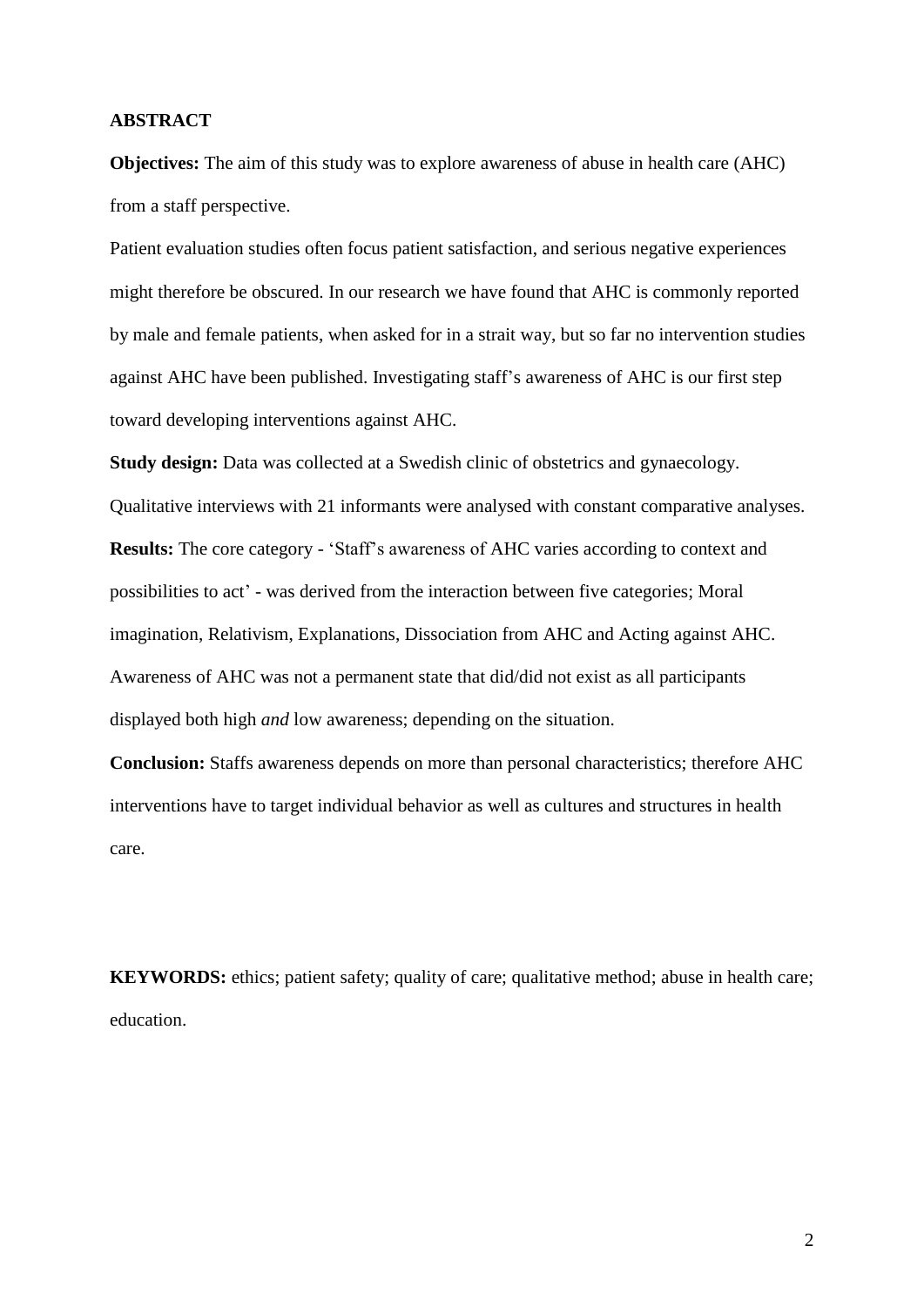## ABSTRACT

**Objectives:** The aim of this study was to explore awareness of abuse in health care (AHC) from a staff perspective.

Patient evaluation studies often focus patient satisfaction, and serious negative experiences might therefore be obscured. In our research we have found that AHC is commonly reported by male and female patients, when asked for in a strait way, but so far no intervention studies against AHC have been published. Investigating staff's awareness of AHC is our first step toward developing interventions against AHC.

**Study design:** Data was collected at a Swedish clinic of obstetrics and gynaecology. Qualitative interviews with 21 informants were analysed with constant comparative analyses.

**Results:** The core category - 'Staff's awareness of AHC varies according to context and possibilities to act' - was derived from the interaction between five categories; Moral imagination, Relativism, Explanations, Dissociation from AHC and Acting against AHC. Awareness of AHC was not a permanent state that did/did not exist as all participants displayed both high *and* low awareness; depending on the situation.

**Conclusion:** Staffs awareness depends on more than personal characteristics; therefore AHC interventions have to target individual behavior as well as cultures and structures in health care.

**KEYWORDS:** ethics; patient safety; quality of care; qualitative method; abuse in health care; education.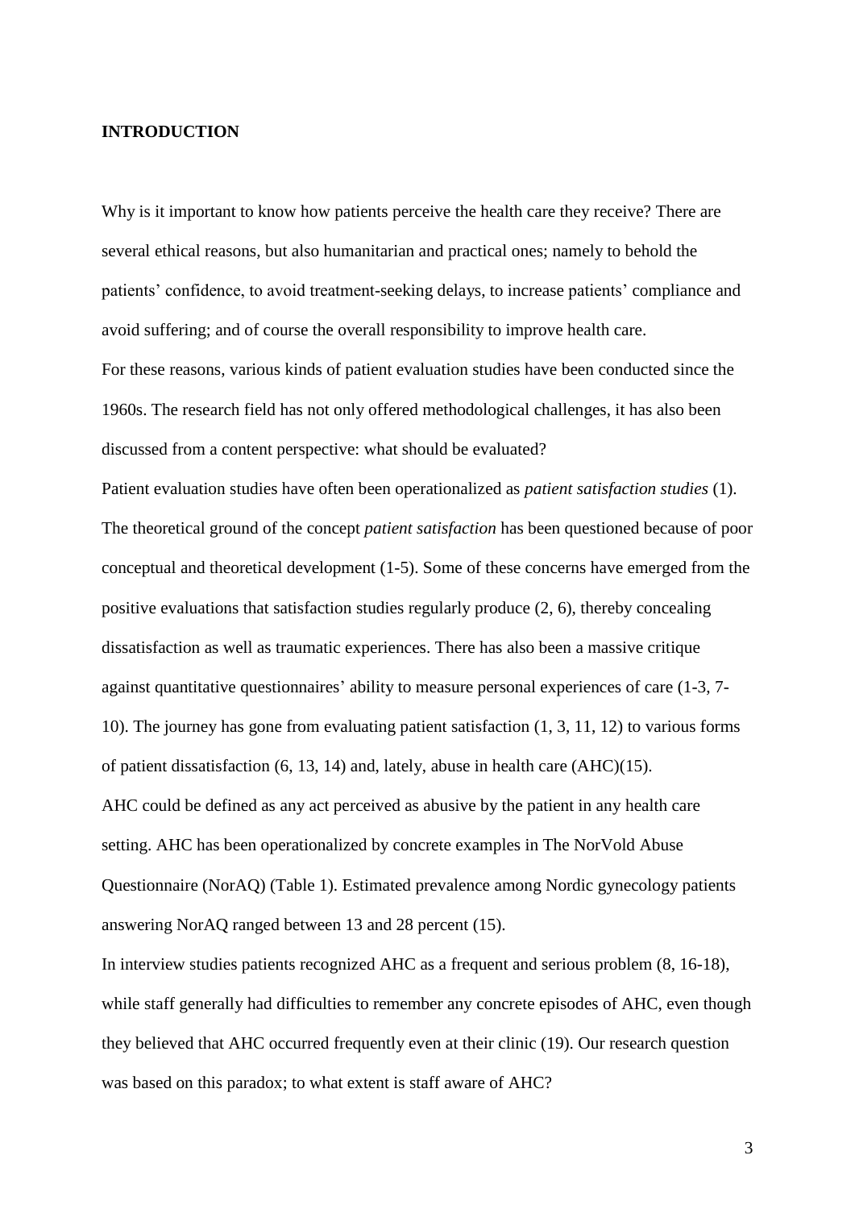## INTRODUCTION

Why is it important to know how patients perceive the health care they receive? There are several ethical reasons, but also humanitarian and practical ones; namely to behold the patients' confidence, to avoid treatment-seeking delays, to increase patients' compliance and avoid suffering; and of course the overall responsibility to improve health care.

For these reasons, various kinds of patient evaluation studies have been conducted since the 1960s. The research field has not only offered methodological challenges, it has also been discussed from a content perspective: what should be evaluated?

Patient evaluation studies have often been operationalized as *patient satisfaction studies* (1). The theoretical ground of the concept *patient satisfaction* has been questioned because of poor conceptual and theoretical development (1-5). Some of these concerns have emerged from the positive evaluations that satisfaction studies regularly produce (2, 6), thereby concealing dissatisfaction as well as traumatic experiences. There has also been a massive critique against quantitative questionnaires' ability to measure personal experiences of care (1-3, 7-10). The journey has gone from evaluating patient satisfaction (1, 3, 11, 12) to various forms of patient dissatisfaction (6, 13, 14) and, lately, abuse in health care (AHC)(15).

AHC could be defined as any act perceived as abusive by the patient in any health care setting. AHC has been operationalized by concrete examples in The NorVold Abuse Questionnaire (NorAQ) (Table 1). Estimated prevalence among Nordic gynecology patients answering NorAQ ranged between 13 and 28 percent (15).

In interview studies patients recognized AHC as a frequent and serious problem (8, 16-18), while staff generally had difficulties to remember any concrete episodes of AHC, even though they believed that AHC occurred frequently even at their clinic (19). Our research question was based on this paradox; to what extent is staff aware of AHC?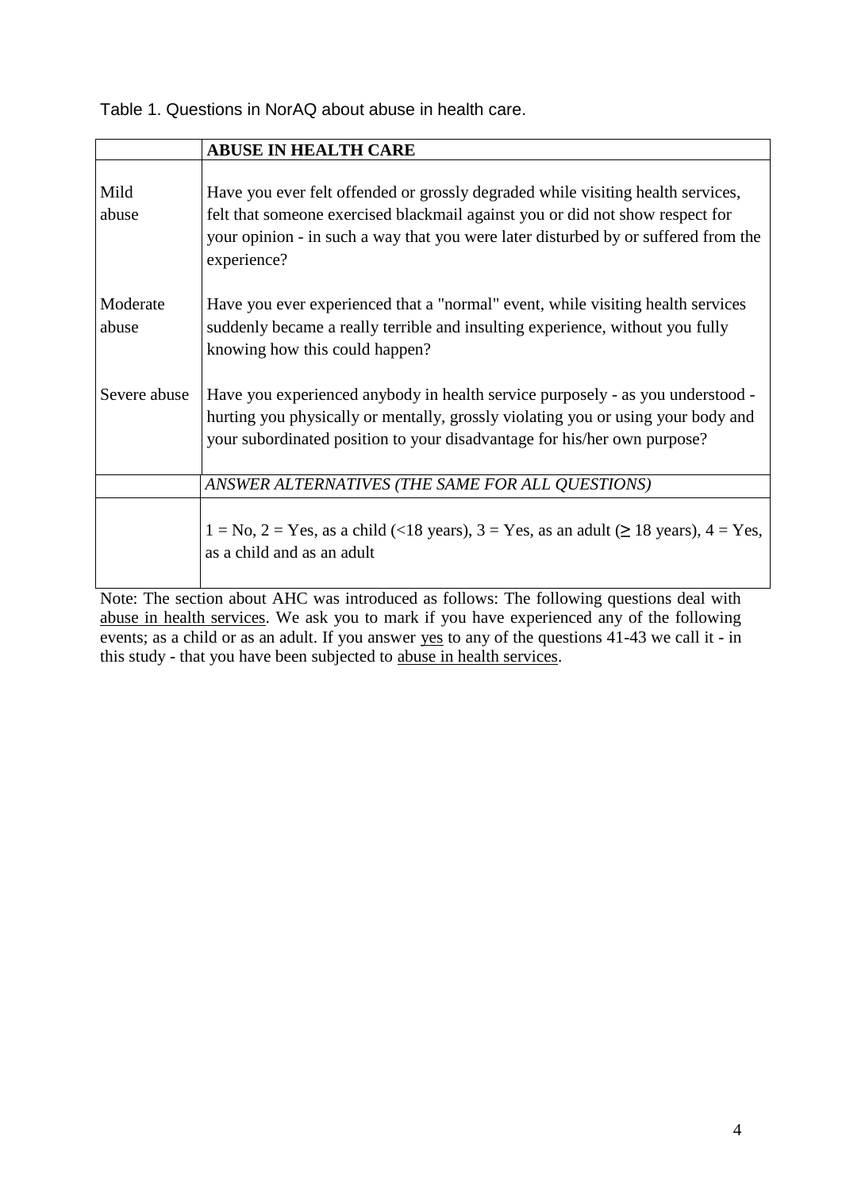Table 1. Questions in NorAQ about abuse in health care.

| | **ABUSE IN HEALTH CARE** |
|---|---|
| Mild abuse | Have you ever felt offended or grossly degraded while visiting health services, felt that someone exercised blackmail against you or did not show respect for your opinion - in such a way that you were later disturbed by or suffered from the experience? |
| Moderate abuse | Have you ever experienced that a "normal" event, while visiting health services suddenly became a really terrible and insulting experience, without you fully knowing how this could happen? |
| Severe abuse | Have you experienced anybody in health service purposely - as you understood - hurting you physically or mentally, grossly violating you or using your body and your subordinated position to your disadvantage for his/her own purpose? |
| | *ANSWER ALTERNATIVES (THE SAME FOR ALL QUESTIONS)* |
| | 1 = No, 2 = Yes, as a child (<18 years), 3 = Yes, as an adult (≥ 18 years), 4 = Yes, as a child and as an adult |

Note: The section about AHC was introduced as follows: The following questions deal with abuse in health services. We ask you to mark if you have experienced any of the following events; as a child or as an adult. If you answer yes to any of the questions 41-43 we call it - in this study - that you have been subjected to abuse in health services.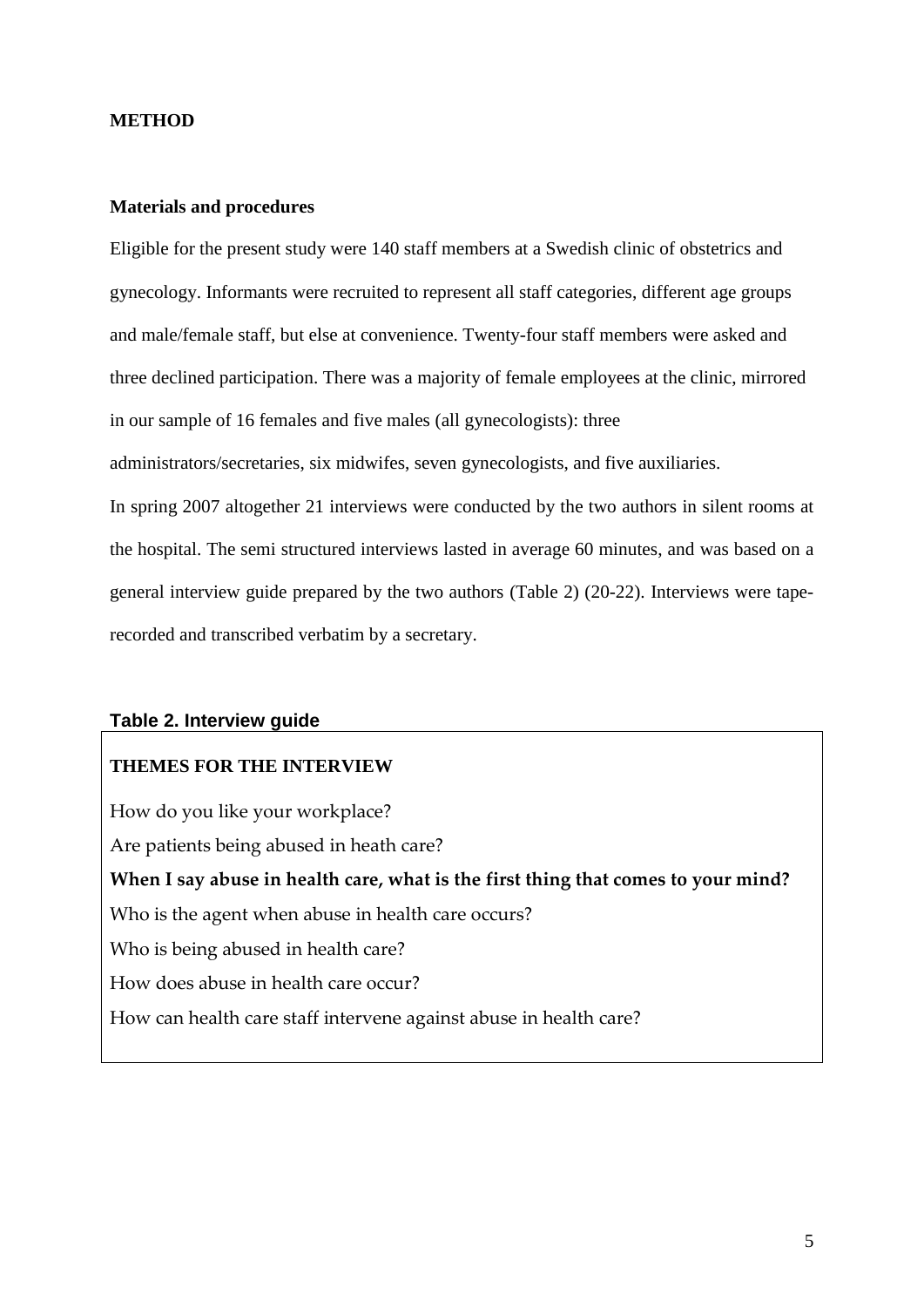## METHOD

### Materials and procedures

Eligible for the present study were 140 staff members at a Swedish clinic of obstetrics and gynecology. Informants were recruited to represent all staff categories, different age groups and male/female staff, but else at convenience. Twenty-four staff members were asked and three declined participation. There was a majority of female employees at the clinic, mirrored in our sample of 16 females and five males (all gynecologists): three administrators/secretaries, six midwifes, seven gynecologists, and five auxiliaries.

In spring 2007 altogether 21 interviews were conducted by the two authors in silent rooms at the hospital. The semi structured interviews lasted in average 60 minutes, and was based on a general interview guide prepared by the two authors (Table 2) (20-22). Interviews were tape-recorded and transcribed verbatim by a secretary.

**Table 2. Interview guide**

| THEMES FOR THE INTERVIEW |
|---|
| How do you like your workplace? |
| Are patients being abused in heath care? |
| **When I say abuse in health care, what is the first thing that comes to your mind?** |
| Who is the agent when abuse in health care occurs? |
| Who is being abused in health care? |
| How does abuse in health care occur? |
| How can health care staff intervene against abuse in health care? |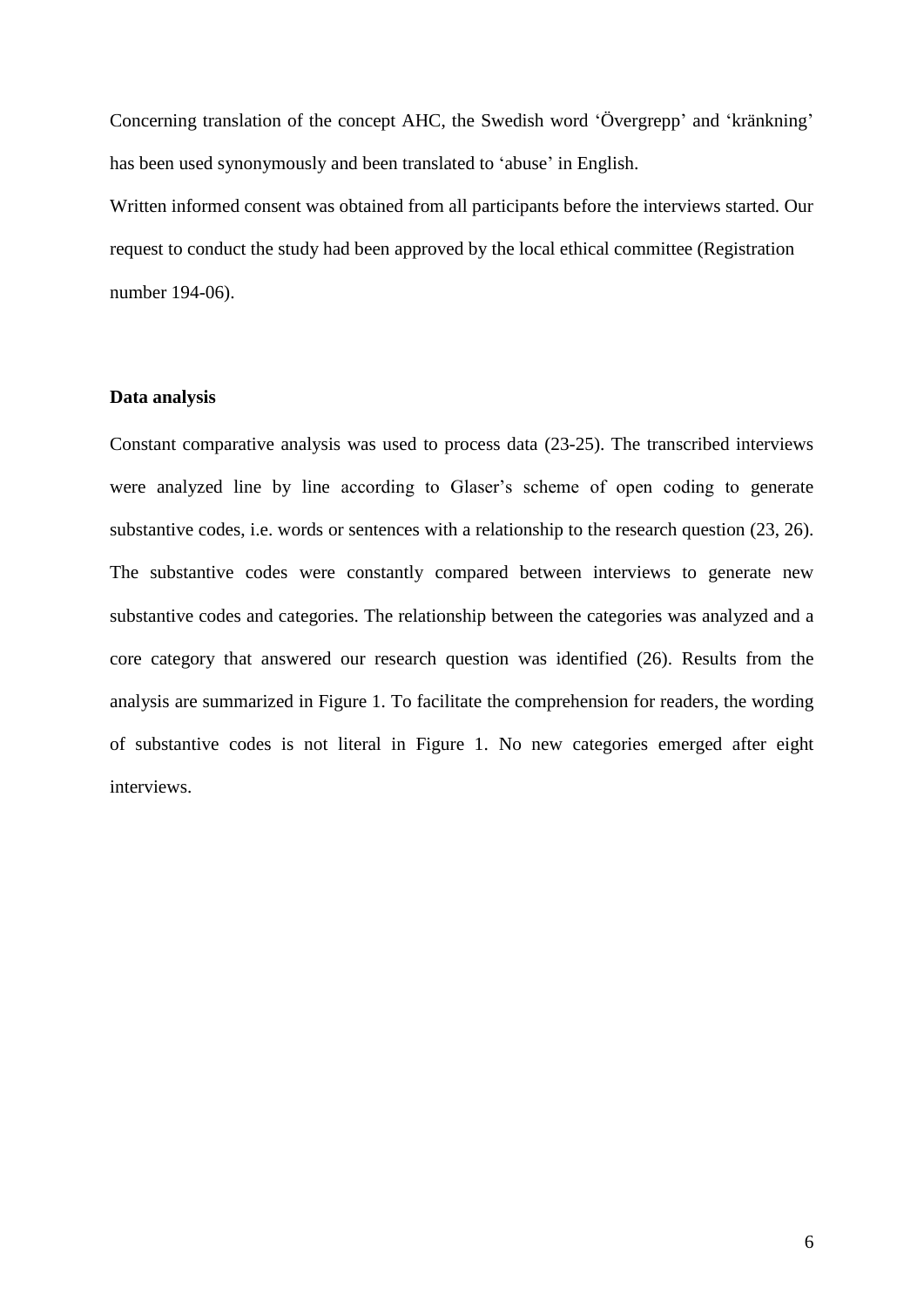Concerning translation of the concept AHC, the Swedish word 'Övergrepp' and 'kränkning' has been used synonymously and been translated to 'abuse' in English.

Written informed consent was obtained from all participants before the interviews started. Our request to conduct the study had been approved by the local ethical committee (Registration number 194-06).

**Data analysis**

Constant comparative analysis was used to process data (23-25). The transcribed interviews were analyzed line by line according to Glaser's scheme of open coding to generate substantive codes, i.e. words or sentences with a relationship to the research question (23, 26). The substantive codes were constantly compared between interviews to generate new substantive codes and categories. The relationship between the categories was analyzed and a core category that answered our research question was identified (26). Results from the analysis are summarized in Figure 1. To facilitate the comprehension for readers, the wording of substantive codes is not literal in Figure 1. No new categories emerged after eight interviews.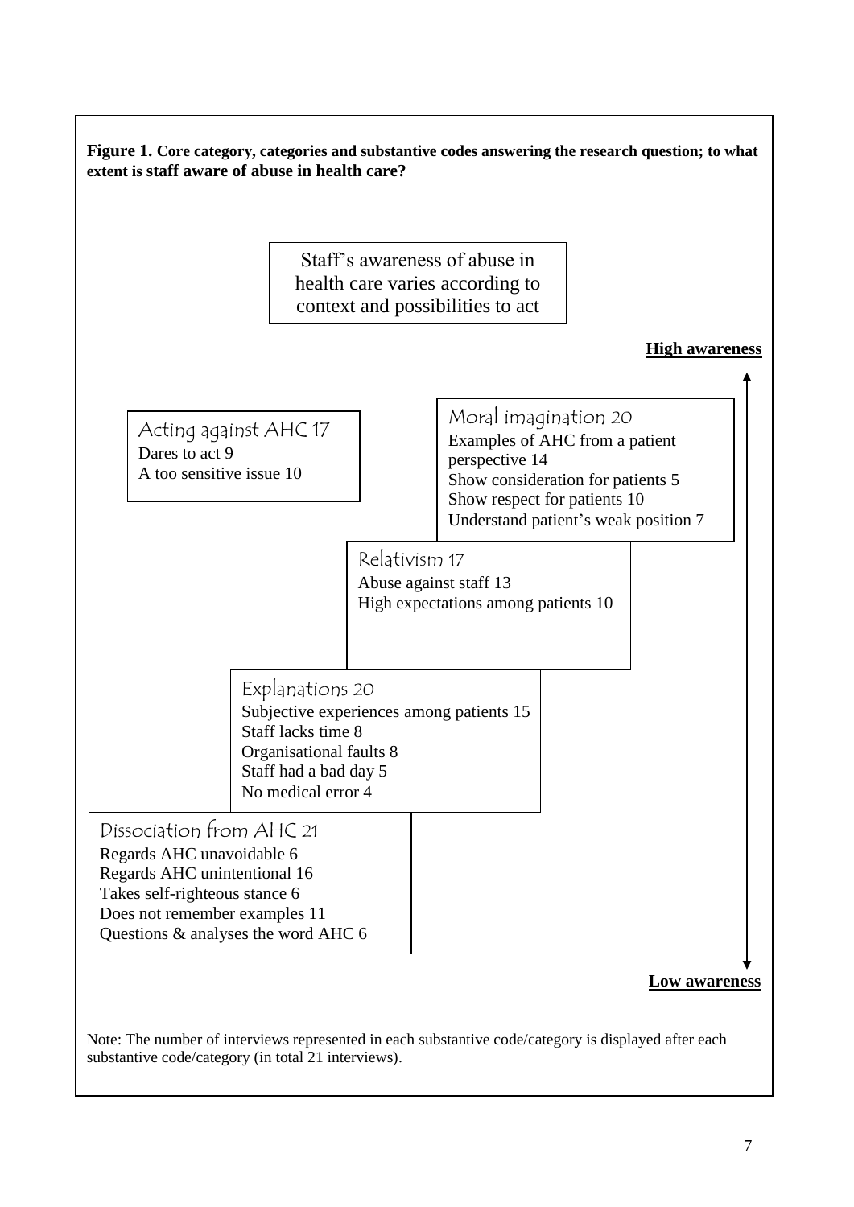**Figure 1. Core category, categories and substantive codes answering the research question; to what extent is staff aware of abuse in health care?**

Staff's awareness of abuse in health care varies according to context and possibilities to act

**High awareness**

**Acting against AHC 17**
- Dares to act 9
- A too sensitive issue 10

**Moral imagination 20**
- Examples of AHC from a patient perspective 14
- Show consideration for patients 5
- Show respect for patients 10
- Understand patient's weak position 7

**Relativism 17**
- Abuse against staff 13
- High expectations among patients 10

**Explanations 20**
- Subjective experiences among patients 15
- Staff lacks time 8
- Organisational faults 8
- Staff had a bad day 5
- No medical error 4

**Dissociation from AHC 21**
- Regards AHC unavoidable 6
- Regards AHC unintentional 16
- Takes self-righteous stance 6
- Does not remember examples 11
- Questions & analyses the word AHC 6

**Low awareness**

Note: The number of interviews represented in each substantive code/category is displayed after each substantive code/category (in total 21 interviews).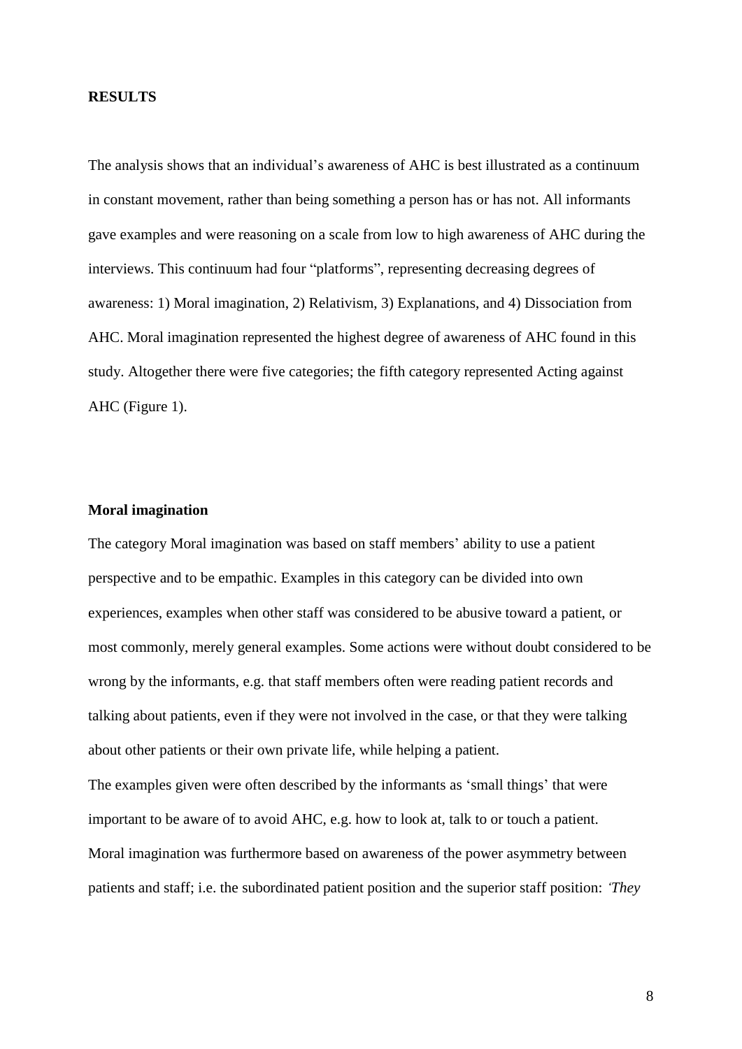## RESULTS

The analysis shows that an individual's awareness of AHC is best illustrated as a continuum in constant movement, rather than being something a person has or has not. All informants gave examples and were reasoning on a scale from low to high awareness of AHC during the interviews. This continuum had four "platforms", representing decreasing degrees of awareness: 1) Moral imagination, 2) Relativism, 3) Explanations, and 4) Dissociation from AHC. Moral imagination represented the highest degree of awareness of AHC found in this study. Altogether there were five categories; the fifth category represented Acting against AHC (Figure 1).

### Moral imagination

The category Moral imagination was based on staff members' ability to use a patient perspective and to be empathic. Examples in this category can be divided into own experiences, examples when other staff was considered to be abusive toward a patient, or most commonly, merely general examples. Some actions were without doubt considered to be wrong by the informants, e.g. that staff members often were reading patient records and talking about patients, even if they were not involved in the case, or that they were talking about other patients or their own private life, while helping a patient.

The examples given were often described by the informants as 'small things' that were important to be aware of to avoid AHC, e.g. how to look at, talk to or touch a patient. Moral imagination was furthermore based on awareness of the power asymmetry between patients and staff; i.e. the subordinated patient position and the superior staff position: *'They*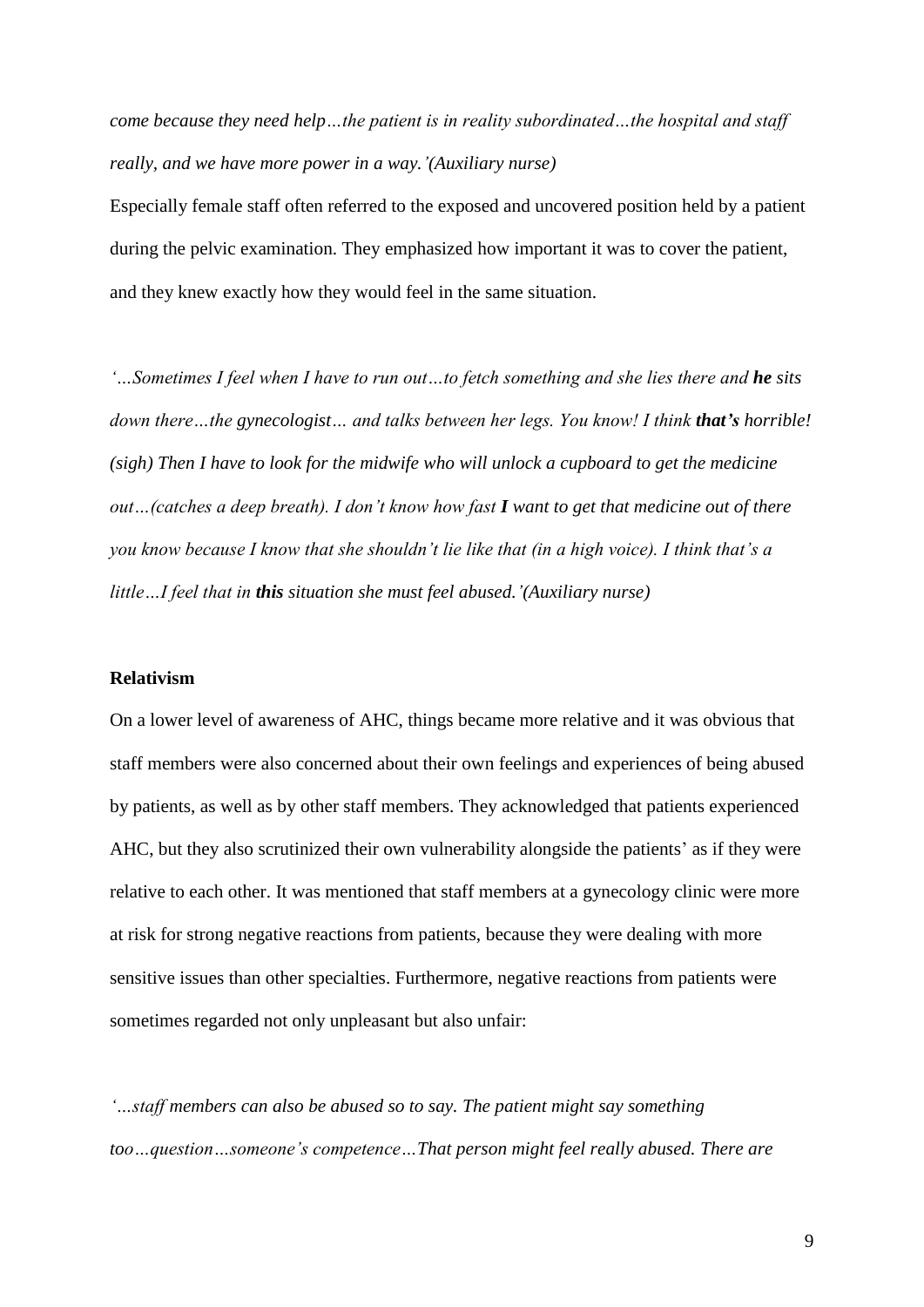*come because they need help…the patient is in reality subordinated…the hospital and staff really, and we have more power in a way.'(Auxiliary nurse)*

Especially female staff often referred to the exposed and uncovered position held by a patient during the pelvic examination. They emphasized how important it was to cover the patient, and they knew exactly how they would feel in the same situation.

*'…Sometimes I feel when I have to run out…to fetch something and she lies there and **he** sits down there…the gynecologist… and talks between her legs. You know! I think **that's** horrible! (sigh) Then I have to look for the midwife who will unlock a cupboard to get the medicine out…(catches a deep breath). I don't know how fast **I** want to get that medicine out of there you know because I know that she shouldn't lie like that (in a high voice). I think that's a little…I feel that in **this** situation she must feel abused.'(Auxiliary nurse)*

**Relativism**

On a lower level of awareness of AHC, things became more relative and it was obvious that staff members were also concerned about their own feelings and experiences of being abused by patients, as well as by other staff members. They acknowledged that patients experienced AHC, but they also scrutinized their own vulnerability alongside the patients' as if they were relative to each other. It was mentioned that staff members at a gynecology clinic were more at risk for strong negative reactions from patients, because they were dealing with more sensitive issues than other specialties. Furthermore, negative reactions from patients were sometimes regarded not only unpleasant but also unfair:

*'…staff members can also be abused so to say. The patient might say something too…question…someone's competence…That person might feel really abused. There are*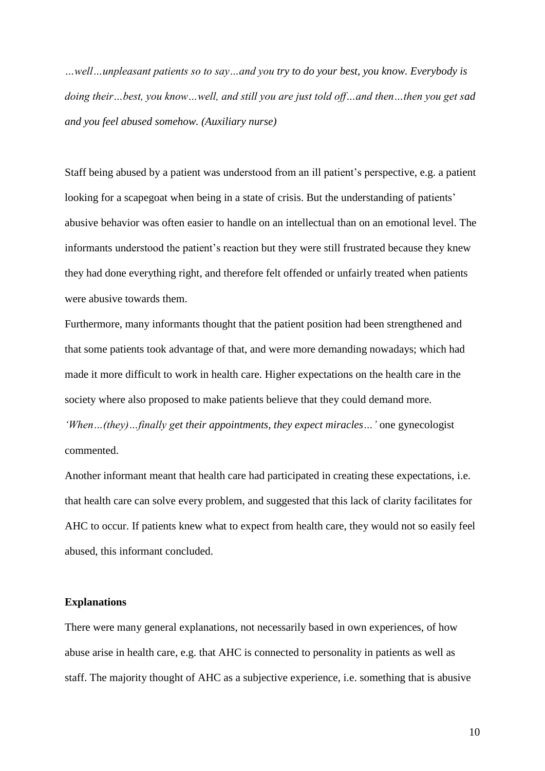*…well…unpleasant patients so to say…and you try to do your best, you know. Everybody is doing their…best, you know…well, and still you are just told off…and then…then you get sad and you feel abused somehow. (Auxiliary nurse)*

Staff being abused by a patient was understood from an ill patient's perspective, e.g. a patient looking for a scapegoat when being in a state of crisis. But the understanding of patients' abusive behavior was often easier to handle on an intellectual than on an emotional level. The informants understood the patient's reaction but they were still frustrated because they knew they had done everything right, and therefore felt offended or unfairly treated when patients were abusive towards them.

Furthermore, many informants thought that the patient position had been strengthened and that some patients took advantage of that, and were more demanding nowadays; which had made it more difficult to work in health care. Higher expectations on the health care in the society where also proposed to make patients believe that they could demand more. *'When…(they)…finally get their appointments, they expect miracles…'* one gynecologist commented.

Another informant meant that health care had participated in creating these expectations, i.e. that health care can solve every problem, and suggested that this lack of clarity facilitates for AHC to occur. If patients knew what to expect from health care, they would not so easily feel abused, this informant concluded.

**Explanations**

There were many general explanations, not necessarily based in own experiences, of how abuse arise in health care, e.g. that AHC is connected to personality in patients as well as staff. The majority thought of AHC as a subjective experience, i.e. something that is abusive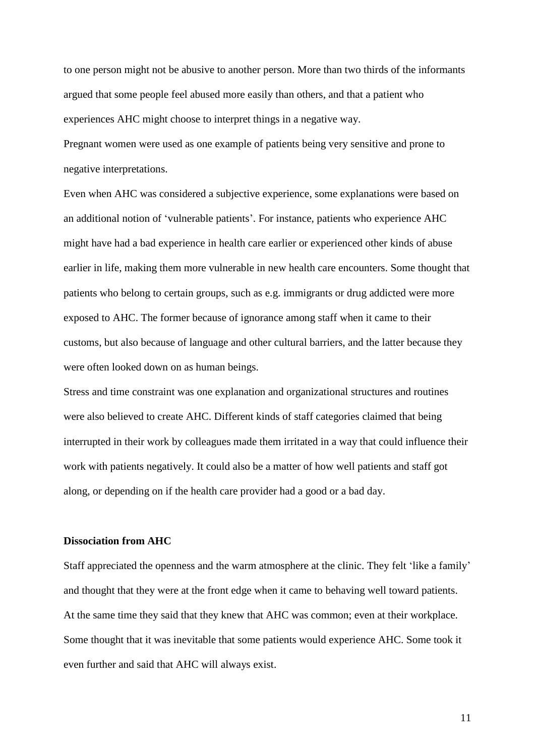to one person might not be abusive to another person. More than two thirds of the informants argued that some people feel abused more easily than others, and that a patient who experiences AHC might choose to interpret things in a negative way.

Pregnant women were used as one example of patients being very sensitive and prone to negative interpretations.

Even when AHC was considered a subjective experience, some explanations were based on an additional notion of 'vulnerable patients'. For instance, patients who experience AHC might have had a bad experience in health care earlier or experienced other kinds of abuse earlier in life, making them more vulnerable in new health care encounters. Some thought that patients who belong to certain groups, such as e.g. immigrants or drug addicted were more exposed to AHC. The former because of ignorance among staff when it came to their customs, but also because of language and other cultural barriers, and the latter because they were often looked down on as human beings.

Stress and time constraint was one explanation and organizational structures and routines were also believed to create AHC. Different kinds of staff categories claimed that being interrupted in their work by colleagues made them irritated in a way that could influence their work with patients negatively. It could also be a matter of how well patients and staff got along, or depending on if the health care provider had a good or a bad day.

**Dissociation from AHC**

Staff appreciated the openness and the warm atmosphere at the clinic. They felt 'like a family' and thought that they were at the front edge when it came to behaving well toward patients. At the same time they said that they knew that AHC was common; even at their workplace. Some thought that it was inevitable that some patients would experience AHC. Some took it even further and said that AHC will always exist.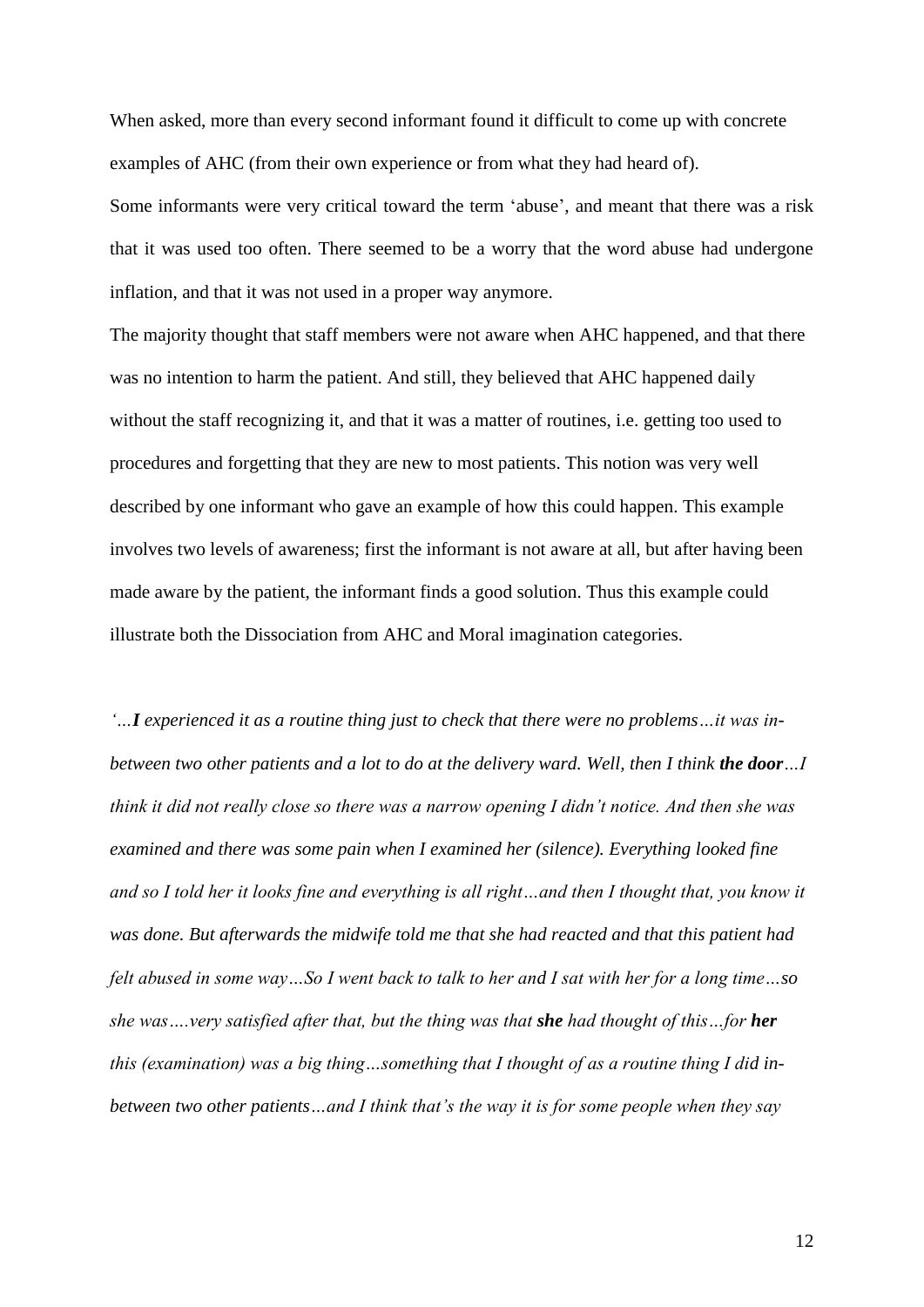When asked, more than every second informant found it difficult to come up with concrete examples of AHC (from their own experience or from what they had heard of).

Some informants were very critical toward the term 'abuse', and meant that there was a risk that it was used too often. There seemed to be a worry that the word abuse had undergone inflation, and that it was not used in a proper way anymore.

The majority thought that staff members were not aware when AHC happened, and that there was no intention to harm the patient. And still, they believed that AHC happened daily without the staff recognizing it, and that it was a matter of routines, i.e. getting too used to procedures and forgetting that they are new to most patients. This notion was very well described by one informant who gave an example of how this could happen. This example involves two levels of awareness; first the informant is not aware at all, but after having been made aware by the patient, the informant finds a good solution. Thus this example could illustrate both the Dissociation from AHC and Moral imagination categories.

*'…**I** experienced it as a routine thing just to check that there were no problems…it was in-between two other patients and a lot to do at the delivery ward. Well, then I think **the door**…I think it did not really close so there was a narrow opening I didn't notice. And then she was examined and there was some pain when I examined her (silence). Everything looked fine and so I told her it looks fine and everything is all right…and then I thought that, you know it was done. But afterwards the midwife told me that she had reacted and that this patient had felt abused in some way…So I went back to talk to her and I sat with her for a long time…so she was….very satisfied after that, but the thing was that **she** had thought of this…for **her** this (examination) was a big thing…something that I thought of as a routine thing I did in-between two other patients…and I think that's the way it is for some people when they say*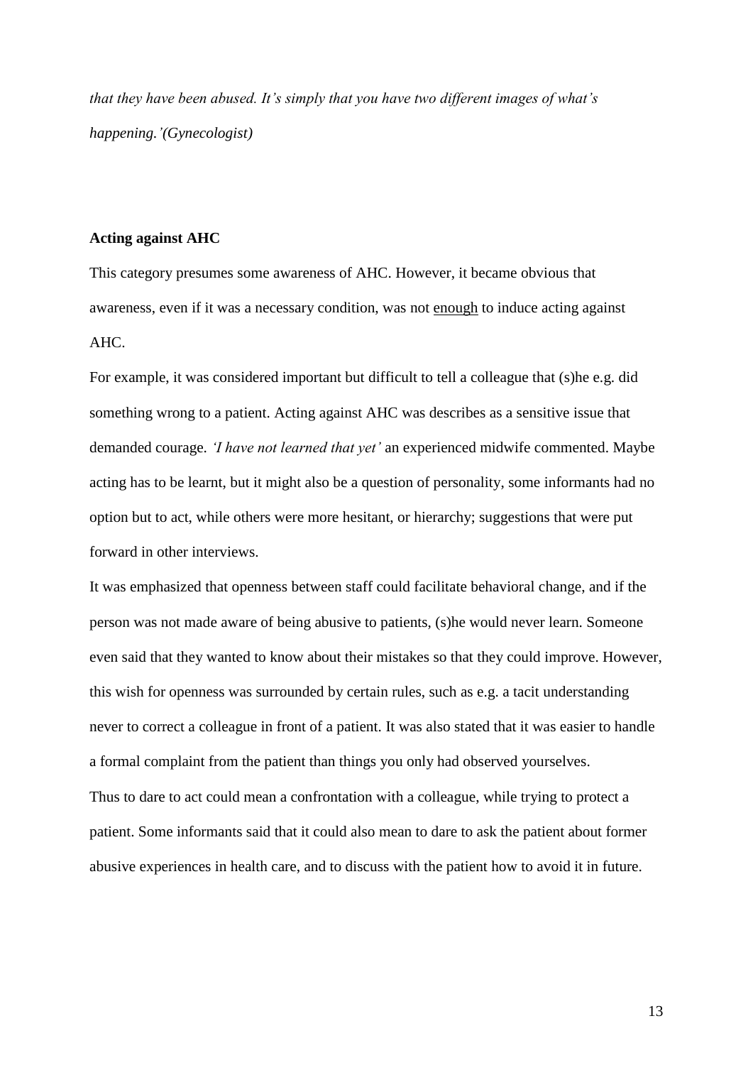*that they have been abused. It's simply that you have two different images of what's happening.'(Gynecologist)*

**Acting against AHC**

This category presumes some awareness of AHC. However, it became obvious that awareness, even if it was a necessary condition, was not enough to induce acting against AHC.

For example, it was considered important but difficult to tell a colleague that (s)he e.g. did something wrong to a patient. Acting against AHC was describes as a sensitive issue that demanded courage. *'I have not learned that yet'* an experienced midwife commented. Maybe acting has to be learnt, but it might also be a question of personality, some informants had no option but to act, while others were more hesitant, or hierarchy; suggestions that were put forward in other interviews.

It was emphasized that openness between staff could facilitate behavioral change, and if the person was not made aware of being abusive to patients, (s)he would never learn. Someone even said that they wanted to know about their mistakes so that they could improve. However, this wish for openness was surrounded by certain rules, such as e.g. a tacit understanding never to correct a colleague in front of a patient. It was also stated that it was easier to handle a formal complaint from the patient than things you only had observed yourselves.

Thus to dare to act could mean a confrontation with a colleague, while trying to protect a patient. Some informants said that it could also mean to dare to ask the patient about former abusive experiences in health care, and to discuss with the patient how to avoid it in future.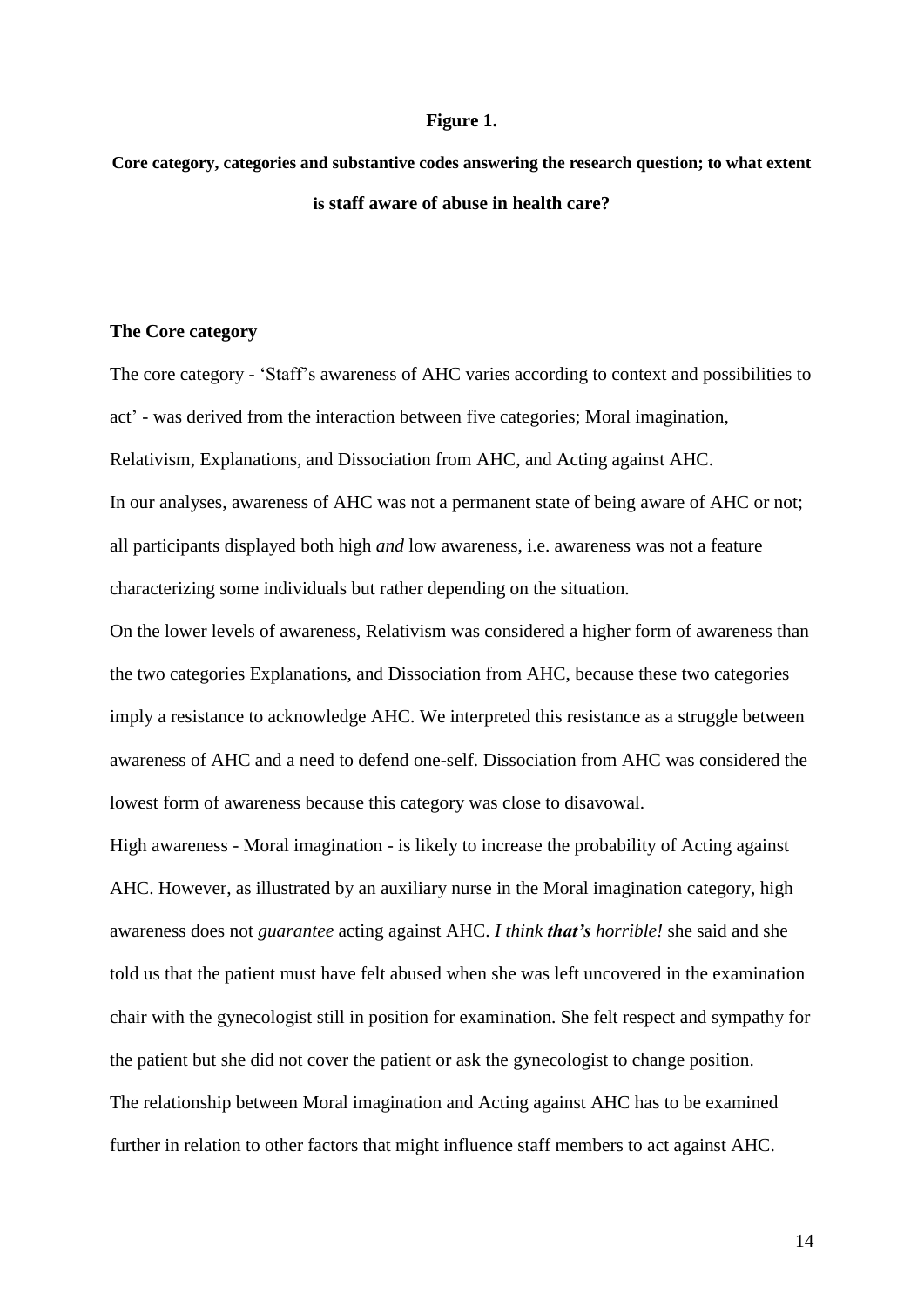**Figure 1.**

**Core category, categories and substantive codes answering the research question; to what extent is staff aware of abuse in health care?**

### The Core category

The core category - 'Staff's awareness of AHC varies according to context and possibilities to act' - was derived from the interaction between five categories; Moral imagination, Relativism, Explanations, and Dissociation from AHC, and Acting against AHC.

In our analyses, awareness of AHC was not a permanent state of being aware of AHC or not; all participants displayed both high *and* low awareness, i.e. awareness was not a feature characterizing some individuals but rather depending on the situation.

On the lower levels of awareness, Relativism was considered a higher form of awareness than the two categories Explanations, and Dissociation from AHC, because these two categories imply a resistance to acknowledge AHC. We interpreted this resistance as a struggle between awareness of AHC and a need to defend one-self. Dissociation from AHC was considered the lowest form of awareness because this category was close to disavowal.

High awareness - Moral imagination - is likely to increase the probability of Acting against AHC. However, as illustrated by an auxiliary nurse in the Moral imagination category, high awareness does not *guarantee* acting against AHC. *I think **that's** horrible!* she said and she told us that the patient must have felt abused when she was left uncovered in the examination chair with the gynecologist still in position for examination. She felt respect and sympathy for the patient but she did not cover the patient or ask the gynecologist to change position.

The relationship between Moral imagination and Acting against AHC has to be examined further in relation to other factors that might influence staff members to act against AHC.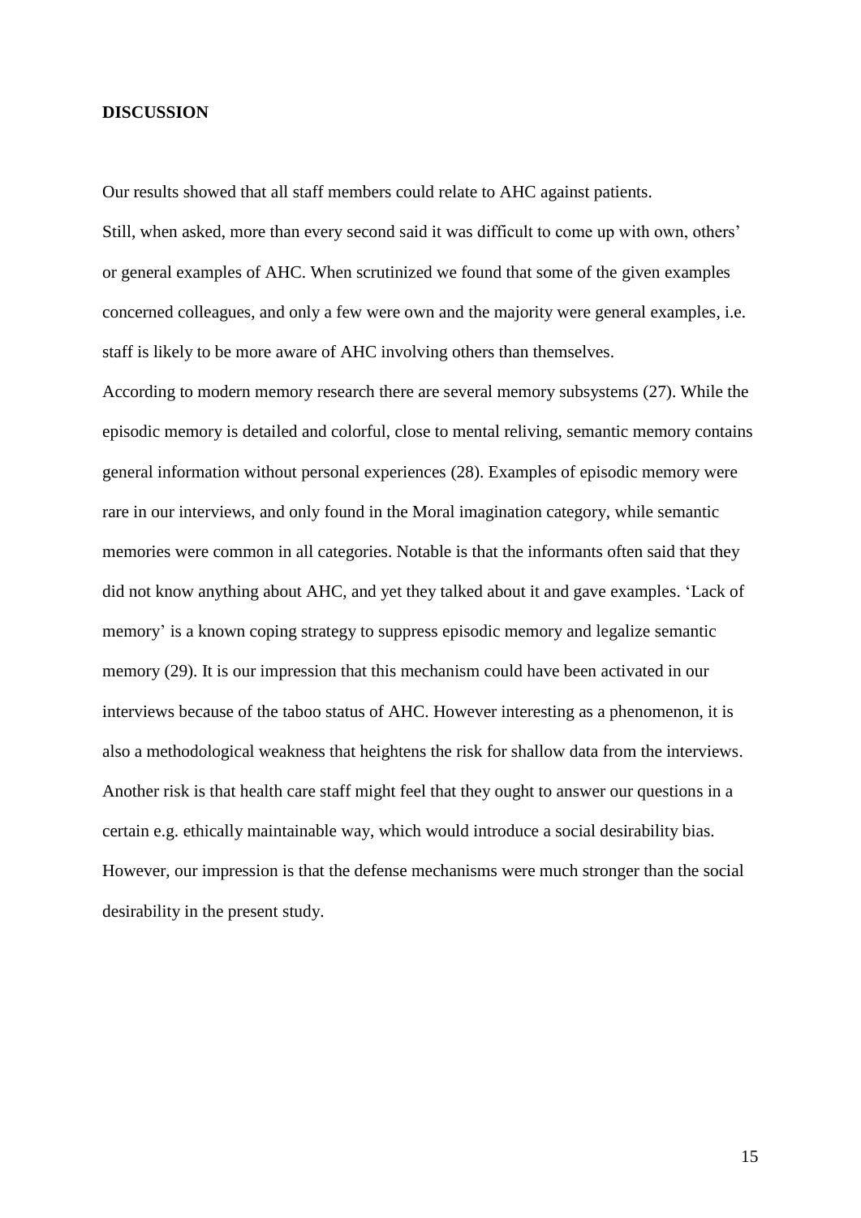## DISCUSSION

Our results showed that all staff members could relate to AHC against patients.

Still, when asked, more than every second said it was difficult to come up with own, others' or general examples of AHC. When scrutinized we found that some of the given examples concerned colleagues, and only a few were own and the majority were general examples, i.e. staff is likely to be more aware of AHC involving others than themselves.

According to modern memory research there are several memory subsystems (27). While the episodic memory is detailed and colorful, close to mental reliving, semantic memory contains general information without personal experiences (28). Examples of episodic memory were rare in our interviews, and only found in the Moral imagination category, while semantic memories were common in all categories. Notable is that the informants often said that they did not know anything about AHC, and yet they talked about it and gave examples. 'Lack of memory' is a known coping strategy to suppress episodic memory and legalize semantic memory (29). It is our impression that this mechanism could have been activated in our interviews because of the taboo status of AHC. However interesting as a phenomenon, it is also a methodological weakness that heightens the risk for shallow data from the interviews. Another risk is that health care staff might feel that they ought to answer our questions in a certain e.g. ethically maintainable way, which would introduce a social desirability bias. However, our impression is that the defense mechanisms were much stronger than the social desirability in the present study.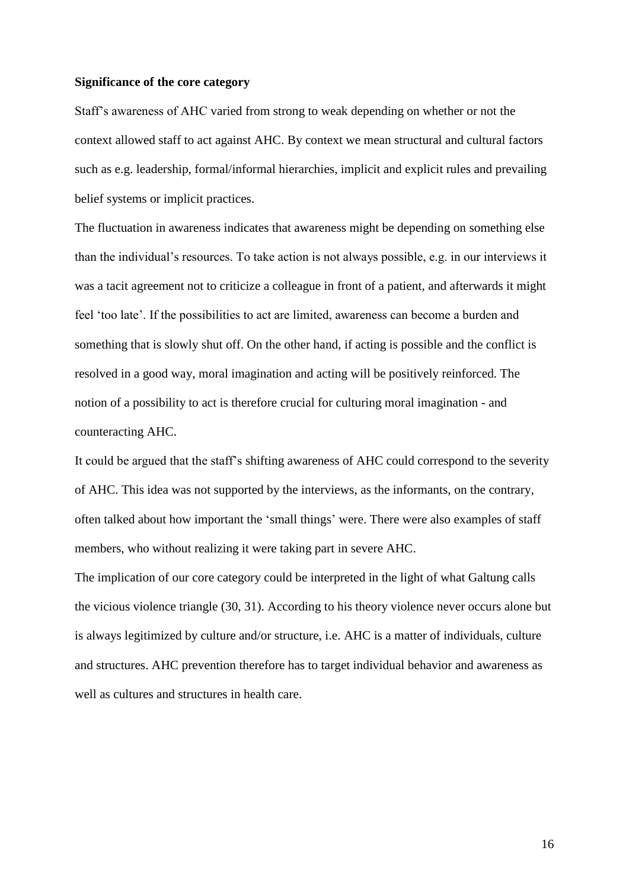**Significance of the core category**

Staff's awareness of AHC varied from strong to weak depending on whether or not the context allowed staff to act against AHC. By context we mean structural and cultural factors such as e.g. leadership, formal/informal hierarchies, implicit and explicit rules and prevailing belief systems or implicit practices.

The fluctuation in awareness indicates that awareness might be depending on something else than the individual's resources. To take action is not always possible, e.g. in our interviews it was a tacit agreement not to criticize a colleague in front of a patient, and afterwards it might feel 'too late'. If the possibilities to act are limited, awareness can become a burden and something that is slowly shut off. On the other hand, if acting is possible and the conflict is resolved in a good way, moral imagination and acting will be positively reinforced. The notion of a possibility to act is therefore crucial for culturing moral imagination - and counteracting AHC.

It could be argued that the staff's shifting awareness of AHC could correspond to the severity of AHC. This idea was not supported by the interviews, as the informants, on the contrary, often talked about how important the 'small things' were. There were also examples of staff members, who without realizing it were taking part in severe AHC.

The implication of our core category could be interpreted in the light of what Galtung calls the vicious violence triangle (30, 31). According to his theory violence never occurs alone but is always legitimized by culture and/or structure, i.e. AHC is a matter of individuals, culture and structures. AHC prevention therefore has to target individual behavior and awareness as well as cultures and structures in health care.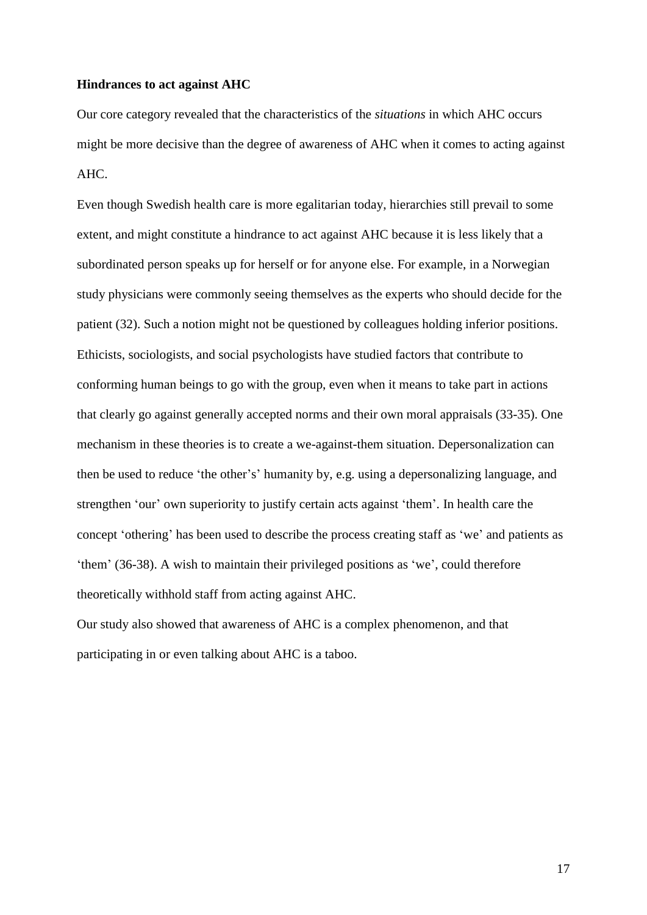**Hindrances to act against AHC**

Our core category revealed that the characteristics of the *situations* in which AHC occurs might be more decisive than the degree of awareness of AHC when it comes to acting against AHC.

Even though Swedish health care is more egalitarian today, hierarchies still prevail to some extent, and might constitute a hindrance to act against AHC because it is less likely that a subordinated person speaks up for herself or for anyone else. For example, in a Norwegian study physicians were commonly seeing themselves as the experts who should decide for the patient (32). Such a notion might not be questioned by colleagues holding inferior positions. Ethicists, sociologists, and social psychologists have studied factors that contribute to conforming human beings to go with the group, even when it means to take part in actions that clearly go against generally accepted norms and their own moral appraisals (33-35). One mechanism in these theories is to create a we-against-them situation. Depersonalization can then be used to reduce 'the other's' humanity by, e.g. using a depersonalizing language, and strengthen 'our' own superiority to justify certain acts against 'them'. In health care the concept 'othering' has been used to describe the process creating staff as 'we' and patients as 'them' (36-38). A wish to maintain their privileged positions as 'we', could therefore theoretically withhold staff from acting against AHC.

Our study also showed that awareness of AHC is a complex phenomenon, and that participating in or even talking about AHC is a taboo.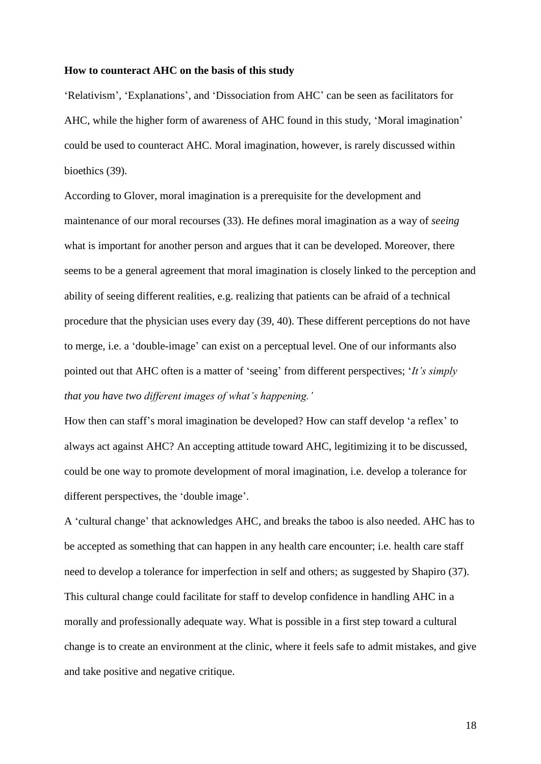**How to counteract AHC on the basis of this study**

'Relativism', 'Explanations', and 'Dissociation from AHC' can be seen as facilitators for AHC, while the higher form of awareness of AHC found in this study, 'Moral imagination' could be used to counteract AHC. Moral imagination, however, is rarely discussed within bioethics (39).

According to Glover, moral imagination is a prerequisite for the development and maintenance of our moral recourses (33). He defines moral imagination as a way of *seeing* what is important for another person and argues that it can be developed. Moreover, there seems to be a general agreement that moral imagination is closely linked to the perception and ability of seeing different realities, e.g. realizing that patients can be afraid of a technical procedure that the physician uses every day (39, 40). These different perceptions do not have to merge, i.e. a 'double-image' can exist on a perceptual level. One of our informants also pointed out that AHC often is a matter of 'seeing' from different perspectives; '*It's simply that you have two different images of what's happening.'*

How then can staff's moral imagination be developed? How can staff develop 'a reflex' to always act against AHC? An accepting attitude toward AHC, legitimizing it to be discussed, could be one way to promote development of moral imagination, i.e. develop a tolerance for different perspectives, the 'double image'.

A 'cultural change' that acknowledges AHC, and breaks the taboo is also needed. AHC has to be accepted as something that can happen in any health care encounter; i.e. health care staff need to develop a tolerance for imperfection in self and others; as suggested by Shapiro (37). This cultural change could facilitate for staff to develop confidence in handling AHC in a morally and professionally adequate way. What is possible in a first step toward a cultural change is to create an environment at the clinic, where it feels safe to admit mistakes, and give and take positive and negative critique.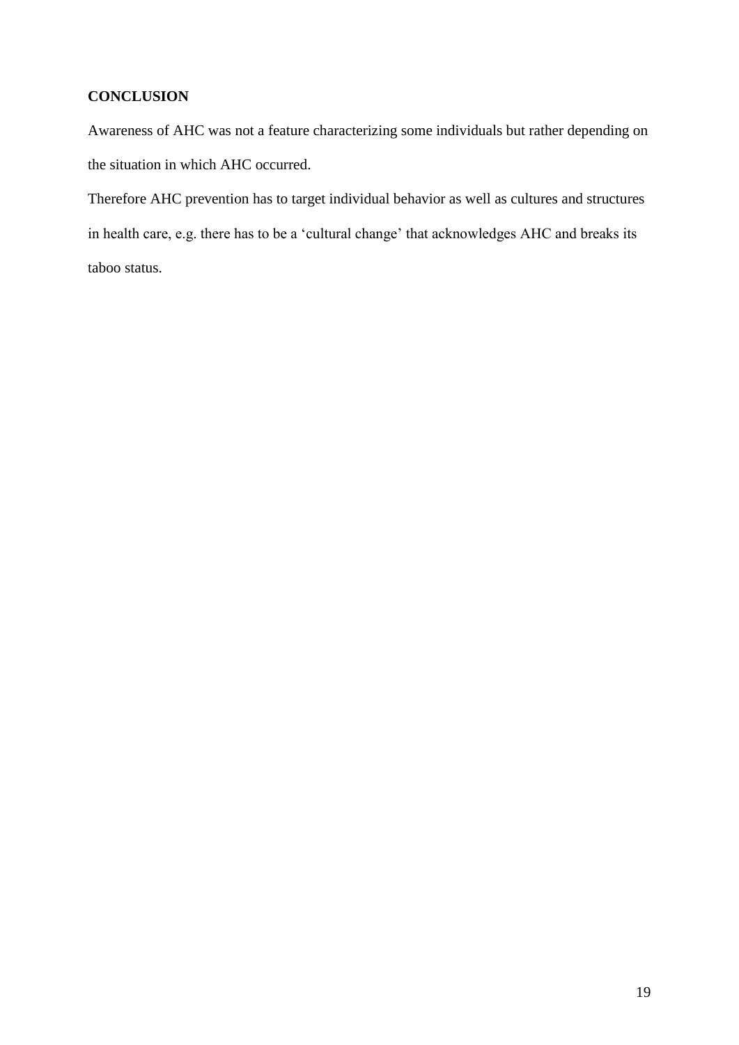## CONCLUSION

Awareness of AHC was not a feature characterizing some individuals but rather depending on the situation in which AHC occurred.

Therefore AHC prevention has to target individual behavior as well as cultures and structures in health care, e.g. there has to be a 'cultural change' that acknowledges AHC and breaks its taboo status.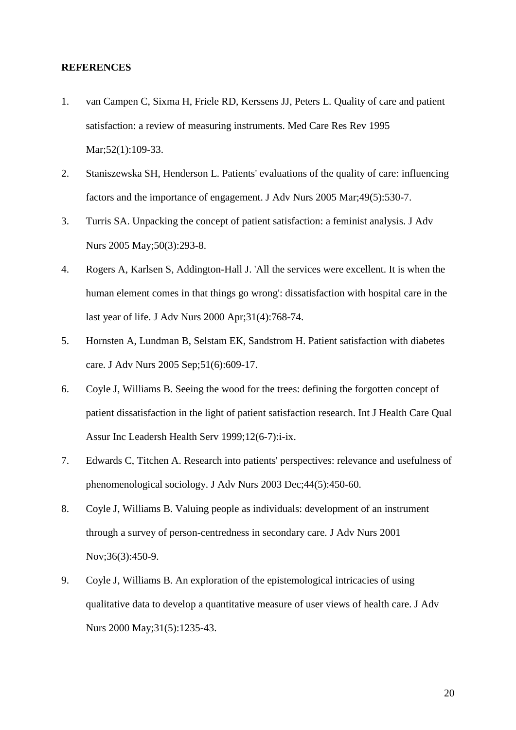**REFERENCES**

1. van Campen C, Sixma H, Friele RD, Kerssens JJ, Peters L. Quality of care and patient satisfaction: a review of measuring instruments. Med Care Res Rev 1995 Mar;52(1):109-33.

2. Staniszewska SH, Henderson L. Patients' evaluations of the quality of care: influencing factors and the importance of engagement. J Adv Nurs 2005 Mar;49(5):530-7.

3. Turris SA. Unpacking the concept of patient satisfaction: a feminist analysis. J Adv Nurs 2005 May;50(3):293-8.

4. Rogers A, Karlsen S, Addington-Hall J. 'All the services were excellent. It is when the human element comes in that things go wrong': dissatisfaction with hospital care in the last year of life. J Adv Nurs 2000 Apr;31(4):768-74.

5. Hornsten A, Lundman B, Selstam EK, Sandstrom H. Patient satisfaction with diabetes care. J Adv Nurs 2005 Sep;51(6):609-17.

6. Coyle J, Williams B. Seeing the wood for the trees: defining the forgotten concept of patient dissatisfaction in the light of patient satisfaction research. Int J Health Care Qual Assur Inc Leadersh Health Serv 1999;12(6-7):i-ix.

7. Edwards C, Titchen A. Research into patients' perspectives: relevance and usefulness of phenomenological sociology. J Adv Nurs 2003 Dec;44(5):450-60.

8. Coyle J, Williams B. Valuing people as individuals: development of an instrument through a survey of person-centredness in secondary care. J Adv Nurs 2001 Nov;36(3):450-9.

9. Coyle J, Williams B. An exploration of the epistemological intricacies of using qualitative data to develop a quantitative measure of user views of health care. J Adv Nurs 2000 May;31(5):1235-43.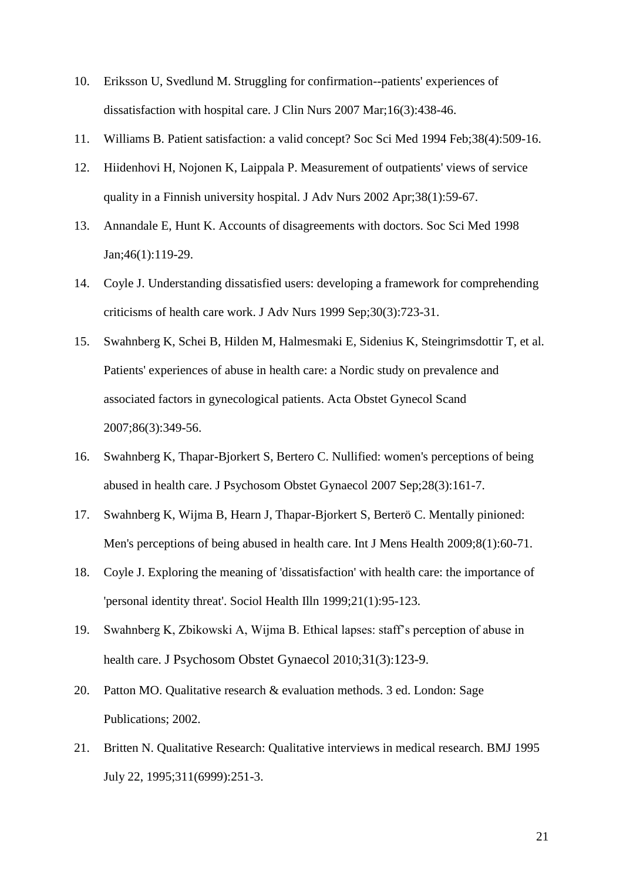10. Eriksson U, Svedlund M. Struggling for confirmation--patients' experiences of dissatisfaction with hospital care. J Clin Nurs 2007 Mar;16(3):438-46.
11. Williams B. Patient satisfaction: a valid concept? Soc Sci Med 1994 Feb;38(4):509-16.
12. Hiidenhovi H, Nojonen K, Laippala P. Measurement of outpatients' views of service quality in a Finnish university hospital. J Adv Nurs 2002 Apr;38(1):59-67.
13. Annandale E, Hunt K. Accounts of disagreements with doctors. Soc Sci Med 1998 Jan;46(1):119-29.
14. Coyle J. Understanding dissatisfied users: developing a framework for comprehending criticisms of health care work. J Adv Nurs 1999 Sep;30(3):723-31.
15. Swahnberg K, Schei B, Hilden M, Halmesmaki E, Sidenius K, Steingrimsdottir T, et al. Patients' experiences of abuse in health care: a Nordic study on prevalence and associated factors in gynecological patients. Acta Obstet Gynecol Scand 2007;86(3):349-56.
16. Swahnberg K, Thapar-Bjorkert S, Bertero C. Nullified: women's perceptions of being abused in health care. J Psychosom Obstet Gynaecol 2007 Sep;28(3):161-7.
17. Swahnberg K, Wijma B, Hearn J, Thapar-Bjorkert S, Berterö C. Mentally pinioned: Men's perceptions of being abused in health care. Int J Mens Health 2009;8(1):60-71.
18. Coyle J. Exploring the meaning of 'dissatisfaction' with health care: the importance of 'personal identity threat'. Sociol Health Illn 1999;21(1):95-123.
19. Swahnberg K, Zbikowski A, Wijma B. Ethical lapses: staff's perception of abuse in health care. J Psychosom Obstet Gynaecol 2010;31(3):123-9.
20. Patton MO. Qualitative research & evaluation methods. 3 ed. London: Sage Publications; 2002.
21. Britten N. Qualitative Research: Qualitative interviews in medical research. BMJ 1995 July 22, 1995;311(6999):251-3.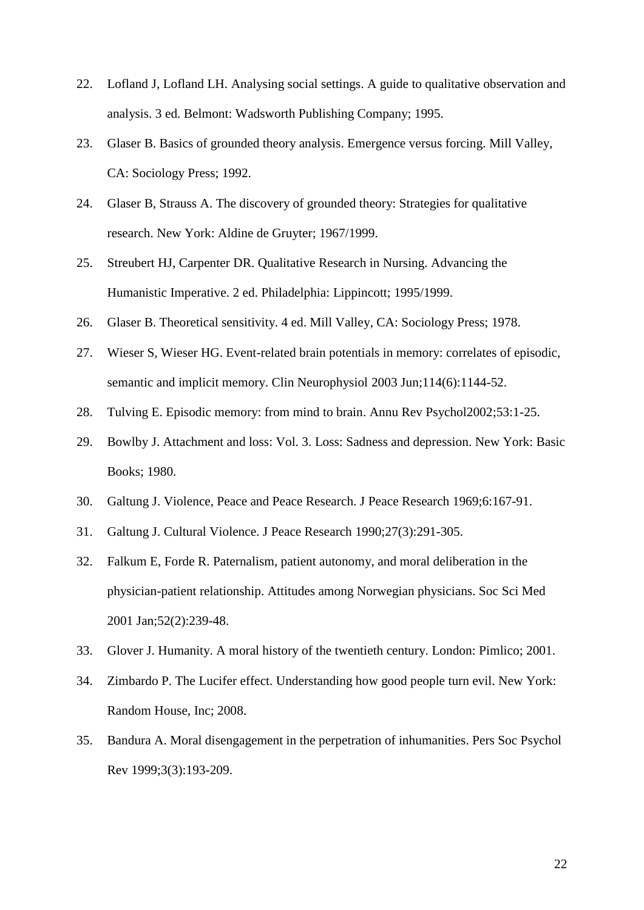22. Lofland J, Lofland LH. Analysing social settings. A guide to qualitative observation and analysis. 3 ed. Belmont: Wadsworth Publishing Company; 1995.
23. Glaser B. Basics of grounded theory analysis. Emergence versus forcing. Mill Valley, CA: Sociology Press; 1992.
24. Glaser B, Strauss A. The discovery of grounded theory: Strategies for qualitative research. New York: Aldine de Gruyter; 1967/1999.
25. Streubert HJ, Carpenter DR. Qualitative Research in Nursing. Advancing the Humanistic Imperative. 2 ed. Philadelphia: Lippincott; 1995/1999.
26. Glaser B. Theoretical sensitivity. 4 ed. Mill Valley, CA: Sociology Press; 1978.
27. Wieser S, Wieser HG. Event-related brain potentials in memory: correlates of episodic, semantic and implicit memory. Clin Neurophysiol 2003 Jun;114(6):1144-52.
28. Tulving E. Episodic memory: from mind to brain. Annu Rev Psychol2002;53:1-25.
29. Bowlby J. Attachment and loss: Vol. 3. Loss: Sadness and depression. New York: Basic Books; 1980.
30. Galtung J. Violence, Peace and Peace Research. J Peace Research 1969;6:167-91.
31. Galtung J. Cultural Violence. J Peace Research 1990;27(3):291-305.
32. Falkum E, Forde R. Paternalism, patient autonomy, and moral deliberation in the physician-patient relationship. Attitudes among Norwegian physicians. Soc Sci Med 2001 Jan;52(2):239-48.
33. Glover J. Humanity. A moral history of the twentieth century. London: Pimlico; 2001.
34. Zimbardo P. The Lucifer effect. Understanding how good people turn evil. New York: Random House, Inc; 2008.
35. Bandura A. Moral disengagement in the perpetration of inhumanities. Pers Soc Psychol Rev 1999;3(3):193-209.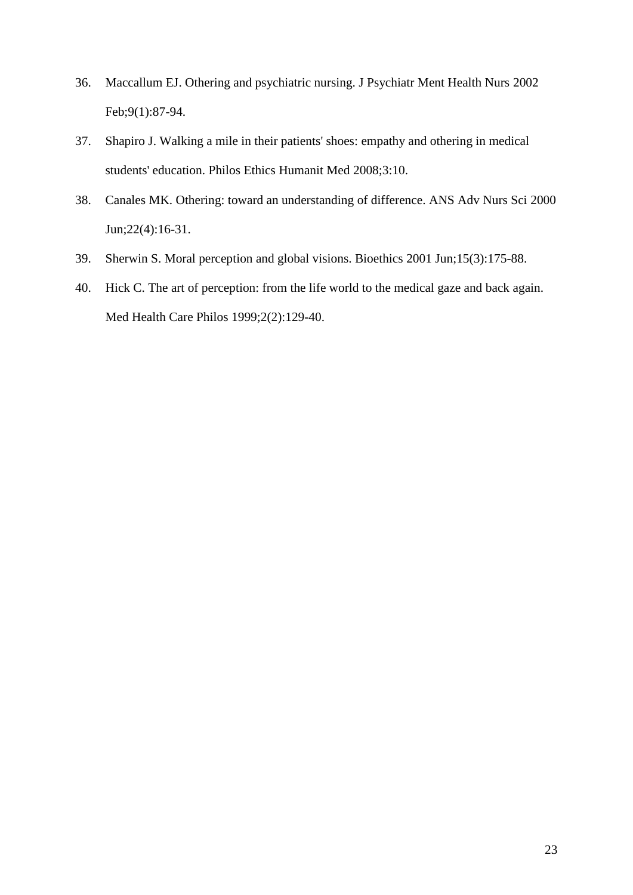36. Maccallum EJ. Othering and psychiatric nursing. J Psychiatr Ment Health Nurs 2002 Feb;9(1):87-94.
37. Shapiro J. Walking a mile in their patients' shoes: empathy and othering in medical students' education. Philos Ethics Humanit Med 2008;3:10.
38. Canales MK. Othering: toward an understanding of difference. ANS Adv Nurs Sci 2000 Jun;22(4):16-31.
39. Sherwin S. Moral perception and global visions. Bioethics 2001 Jun;15(3):175-88.
40. Hick C. The art of perception: from the life world to the medical gaze and back again. Med Health Care Philos 1999;2(2):129-40.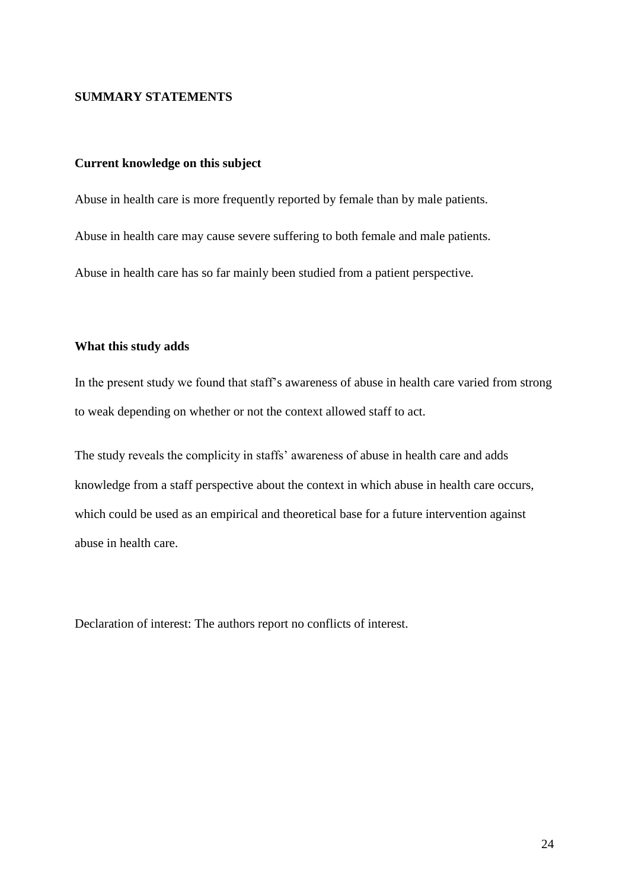## SUMMARY STATEMENTS

### Current knowledge on this subject

Abuse in health care is more frequently reported by female than by male patients.

Abuse in health care may cause severe suffering to both female and male patients.

Abuse in health care has so far mainly been studied from a patient perspective.

### What this study adds

In the present study we found that staff's awareness of abuse in health care varied from strong to weak depending on whether or not the context allowed staff to act.

The study reveals the complicity in staffs' awareness of abuse in health care and adds knowledge from a staff perspective about the context in which abuse in health care occurs, which could be used as an empirical and theoretical base for a future intervention against abuse in health care.

Declaration of interest: The authors report no conflicts of interest.